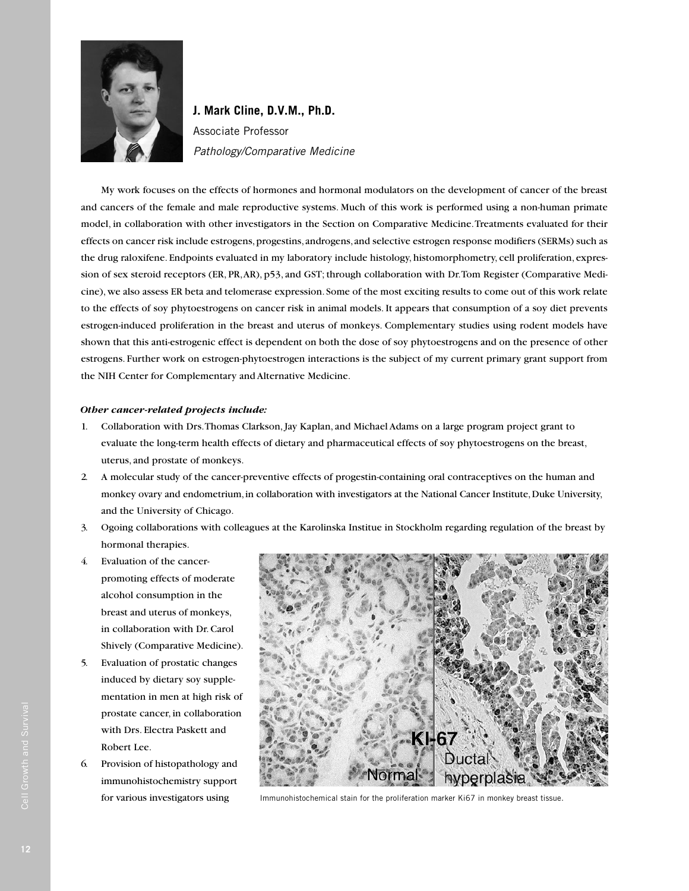## J. Mark Cline, D.V.M., Ph.D.

Associate Professor

*Pathology/Comparative Medicine*

My work focuses on the effects of hormones and hormonal modulators on the development of cancer of the breast and cancers of the female and male reproductive systems. Much of this work is performed using a non-human primate model, in collaboration with other investigators in the Section on Comparative Medicine. Treatments evaluated for their effects on cancer risk include estrogens, progestins, androgens, and selective estrogen response modifiers (SERMs) such as the drug raloxifene. Endpoints evaluated in my laboratory include histology, histomorphometry, cell proliferation, expression of sex steroid receptors (ER, PR, AR), p53, and GST; through collaboration with Dr. Tom Register (Comparative Medicine), we also assess ER beta and telomerase expression. Some of the most exciting results to come out of this work relate to the effects of soy phytoestrogens on cancer risk in animal models. It appears that consumption of a soy diet prevents estrogen-induced proliferation in the breast and uterus of monkeys. Complementary studies using rodent models have shown that this anti-estrogenic effect is dependent on both the dose of soy phytoestrogens and on the presence of other estrogens. Further work on estrogen-phytoestrogen interactions is the subject of my current primary grant support from the NIH Center for Complementary and Alternative Medicine.

***Other cancer-related projects include:***

1. Collaboration with Drs. Thomas Clarkson, Jay Kaplan, and Michael Adams on a large program project grant to evaluate the long-term health effects of dietary and pharmaceutical effects of soy phytoestrogens on the breast, uterus, and prostate of monkeys.
2. A molecular study of the cancer-preventive effects of progestin-containing oral contraceptives on the human and monkey ovary and endometrium, in collaboration with investigators at the National Cancer Institute, Duke University, and the University of Chicago.
3. Ogoing collaborations with colleagues at the Karolinska Institue in Stockholm regarding regulation of the breast by hormonal therapies.
4. Evaluation of the cancer-promoting effects of moderate alcohol consumption in the breast and uterus of monkeys, in collaboration with Dr. Carol Shively (Comparative Medicine).
5. Evaluation of prostatic changes induced by dietary soy supplementation in men at high risk of prostate cancer, in collaboration with Drs. Electra Paskett and Robert Lee.
6. Provision of histopathology and immunohistochemistry support for various investigators using

Immunohistochemical stain for the proliferation marker Ki67 in monkey breast tissue.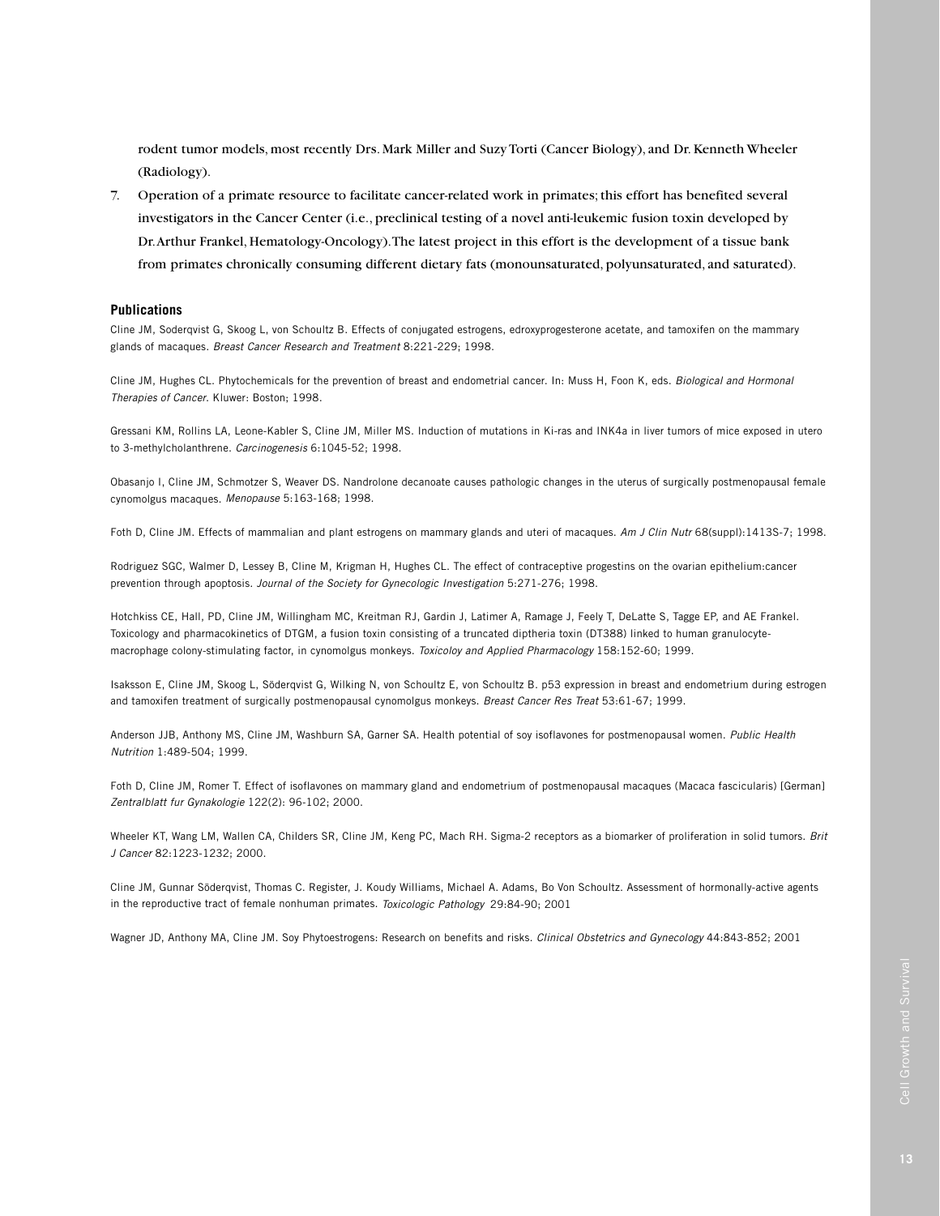rodent tumor models, most recently Drs. Mark Miller and Suzy Torti (Cancer Biology), and Dr. Kenneth Wheeler (Radiology).

7. Operation of a primate resource to facilitate cancer-related work in primates; this effort has benefited several investigators in the Cancer Center (i.e., preclinical testing of a novel anti-leukemic fusion toxin developed by Dr. Arthur Frankel, Hematology-Oncology). The latest project in this effort is the development of a tissue bank from primates chronically consuming different dietary fats (monounsaturated, polyunsaturated, and saturated).

### Publications

Cline JM, Soderqvist G, Skoog L, von Schoultz B. Effects of conjugated estrogens, edroxyprogesterone acetate, and tamoxifen on the mammary glands of macaques. *Breast Cancer Research and Treatment* 8:221-229; 1998.

Cline JM, Hughes CL. Phytochemicals for the prevention of breast and endometrial cancer. In: Muss H, Foon K, eds. *Biological and Hormonal Therapies of Cancer*. Kluwer: Boston; 1998.

Gressani KM, Rollins LA, Leone-Kabler S, Cline JM, Miller MS. Induction of mutations in Ki-ras and INK4a in liver tumors of mice exposed in utero to 3-methylcholanthrene. *Carcinogenesis* 6:1045-52; 1998.

Obasanjo I, Cline JM, Schmotzer S, Weaver DS. Nandrolone decanoate causes pathologic changes in the uterus of surgically postmenopausal female cynomolgus macaques. *Menopause* 5:163-168; 1998.

Foth D, Cline JM. Effects of mammalian and plant estrogens on mammary glands and uteri of macaques. *Am J Clin Nutr* 68(suppl):1413S-7; 1998.

Rodriguez SGC, Walmer D, Lessey B, Cline M, Krigman H, Hughes CL. The effect of contraceptive progestins on the ovarian epithelium:cancer prevention through apoptosis. *Journal of the Society for Gynecologic Investigation* 5:271-276; 1998.

Hotchkiss CE, Hall, PD, Cline JM, Willingham MC, Kreitman RJ, Gardin J, Latimer A, Ramage J, Feely T, DeLatte S, Tagge EP, and AE Frankel. Toxicology and pharmacokinetics of DTGM, a fusion toxin consisting of a truncated diptheria toxin (DT388) linked to human granulocyte-macrophage colony-stimulating factor, in cynomolgus monkeys. *Toxicoloy and Applied Pharmacology* 158:152-60; 1999.

Isaksson E, Cline JM, Skoog L, Söderqvist G, Wilking N, von Schoultz E, von Schoultz B. p53 expression in breast and endometrium during estrogen and tamoxifen treatment of surgically postmenopausal cynomolgus monkeys. *Breast Cancer Res Treat* 53:61-67; 1999.

Anderson JJB, Anthony MS, Cline JM, Washburn SA, Garner SA. Health potential of soy isoflavones for postmenopausal women. *Public Health Nutrition* 1:489-504; 1999.

Foth D, Cline JM, Romer T. Effect of isoflavones on mammary gland and endometrium of postmenopausal macaques (Macaca fascicularis) [German] *Zentralblatt fur Gynakologie* 122(2): 96-102; 2000.

Wheeler KT, Wang LM, Wallen CA, Childers SR, Cline JM, Keng PC, Mach RH. Sigma-2 receptors as a biomarker of proliferation in solid tumors. *Brit J Cancer* 82:1223-1232; 2000.

Cline JM, Gunnar Söderqvist, Thomas C. Register, J. Koudy Williams, Michael A. Adams, Bo Von Schoultz. Assessment of hormonally-active agents in the reproductive tract of female nonhuman primates. *Toxicologic Pathology* 29:84-90; 2001

Wagner JD, Anthony MA, Cline JM. Soy Phytoestrogens: Research on benefits and risks. *Clinical Obstetrics and Gynecology* 44:843-852; 2001